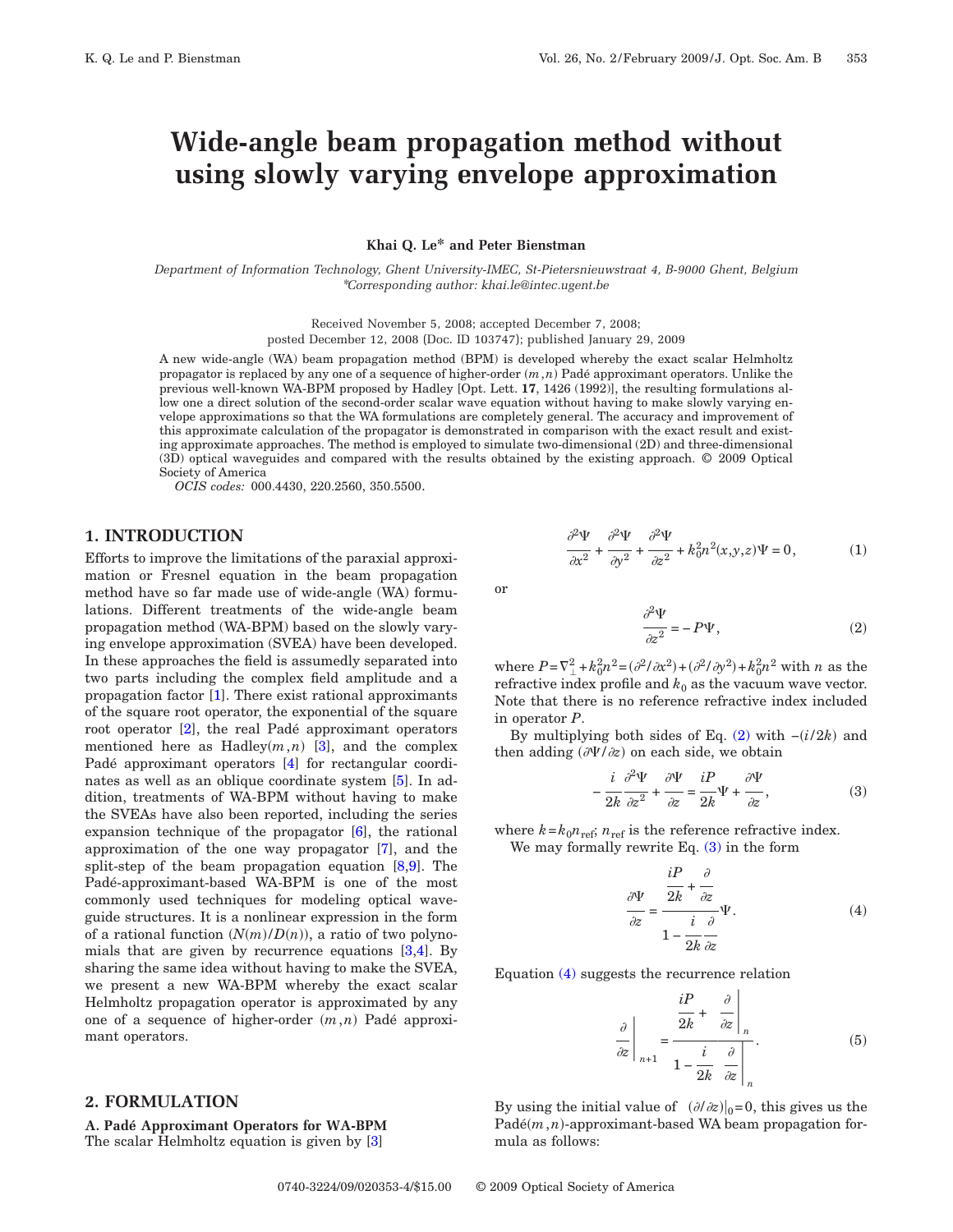# Wide-angle beam propagation method without using slowly varying envelope approximation

**Khai Q. Le\* and Peter Bienstman**

*Department of Information Technology, Ghent University-IMEC, St-Pietersnieuwstraat 4, B-9000 Ghent, Belgium*
*\*Corresponding author: khai.le@intec.ugent.be*

Received November 5, 2008; accepted December 7, 2008;
posted December 12, 2008 (Doc. ID 103747); published January 29, 2009

A new wide-angle (WA) beam propagation method (BPM) is developed whereby the exact scalar Helmholtz propagator is replaced by any one of a sequence of higher-order $(m,n)$ Padé approximant operators. Unlike the previous well-known WA-BPM proposed by Hadley [Opt. Lett. **17**, 1426 (1992)], the resulting formulations allow one a direct solution of the second-order scalar wave equation without having to make slowly varying envelope approximations so that the WA formulations are completely general. The accuracy and improvement of this approximate calculation of the propagator is demonstrated in comparison with the exact result and existing approximate approaches. The method is employed to simulate two-dimensional (2D) and three-dimensional (3D) optical waveguides and compared with the results obtained by the existing approach. © 2009 Optical Society of America

*OCIS codes:* 000.4430, 220.2560, 350.5500.

## 1. INTRODUCTION

Efforts to improve the limitations of the paraxial approximation or Fresnel equation in the beam propagation method have so far made use of wide-angle (WA) formulations. Different treatments of the wide-angle beam propagation method (WA-BPM) based on the slowly varying envelope approximation (SVEA) have been developed. In these approaches the field is assumedly separated into two parts including the complex field amplitude and a propagation factor [1]. There exist rational approximants of the square root operator, the exponential of the square root operator [2], the real Padé approximant operators mentioned here as Hadley$(m,n)$ [3], and the complex Padé approximant operators [4] for rectangular coordinates as well as an oblique coordinate system [5]. In addition, treatments of WA-BPM without having to make the SVEAs have also been reported, including the series expansion technique of the propagator [6], the rational approximation of the one way propagator [7], and the split-step of the beam propagation equation [8,9]. The Padé-approximant-based WA-BPM is one of the most commonly used techniques for modeling optical waveguide structures. It is a nonlinear expression in the form of a rational function $(N(m)/D(n))$, a ratio of two polynomials that are given by recurrence equations [3,4]. By sharing the same idea without having to make the SVEA, we present a new WA-BPM whereby the exact scalar Helmholtz propagation operator is approximated by any one of a sequence of higher-order $(m,n)$ Padé approximant operators.

## 2. FORMULATION

### A. Padé Approximant Operators for WA-BPM

The scalar Helmholtz equation is given by [3]

$$\frac{\partial^2\Psi}{\partial x^2}+\frac{\partial^2\Psi}{\partial y^2}+\frac{\partial^2\Psi}{\partial z^2}+k_0^2n^2(x,y,z)\Psi=0, \tag{1}$$

or

$$\frac{\partial^2\Psi}{\partial z^2}=-P\Psi, \tag{2}$$

where $P=\nabla_\perp^2+k_0^2n^2=(\partial^2/\partial x^2)+(\partial^2/\partial y^2)+k_0^2n^2$ with $n$ as the refractive index profile and $k_0$ as the vacuum wave vector. Note that there is no reference refractive index included in operator $P$.

By multiplying both sides of Eq. (2) with $-(i/2k)$ and then adding $(\partial\Psi/\partial z)$ on each side, we obtain

$$-\frac{i}{2k}\frac{\partial^2\Psi}{\partial z^2}+\frac{\partial\Psi}{\partial z}=\frac{iP}{2k}\Psi+\frac{\partial\Psi}{\partial z}, \tag{3}$$

where $k=k_0n_{\mathrm{ref}}$; $n_{\mathrm{ref}}$ is the reference refractive index.

We may formally rewrite Eq. (3) in the form

$$\frac{\partial\Psi}{\partial z}=\frac{\dfrac{iP}{2k}+\dfrac{\partial}{\partial z}}{1-\dfrac{i}{2k}\dfrac{\partial}{\partial z}}\Psi. \tag{4}$$

Equation (4) suggests the recurrence relation

$$\left.\frac{\partial}{\partial z}\right|_{n+1}=\frac{\dfrac{iP}{2k}+\left.\dfrac{\partial}{\partial z}\right|_n}{1-\dfrac{i}{2k}\left.\dfrac{\partial}{\partial z}\right|_n}. \tag{5}$$

By using the initial value of $(\partial/\partial z)|_0=0$, this gives us the Padé$(m,n)$-approximant-based WA beam propagation formula as follows: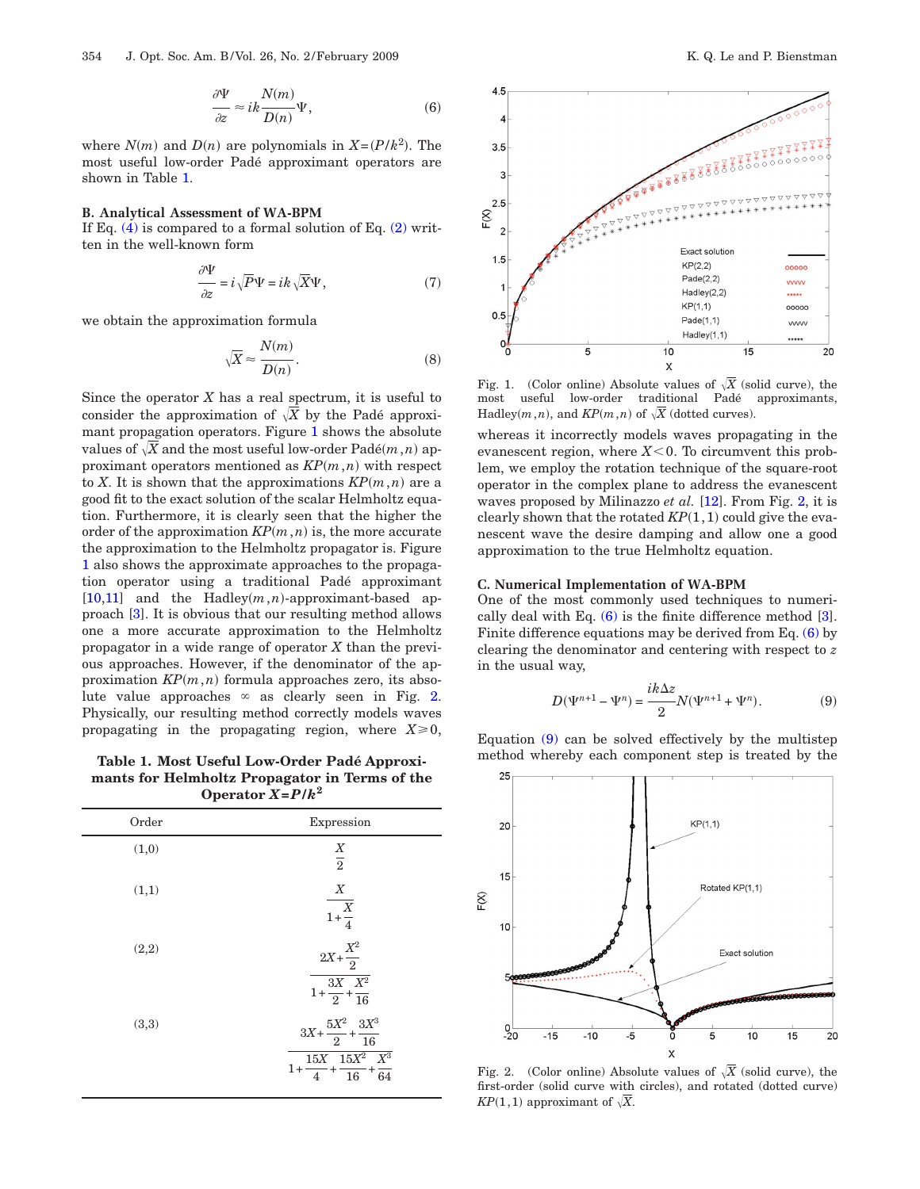$$\frac{\partial \Psi}{\partial z} \approx ik\frac{N(m)}{D(n)}\Psi, \tag{6}$$

where $N(m)$ and $D(n)$ are polynomials in $X=(P/k^2)$. The most useful low-order Padé approximant operators are shown in Table 1.

### B. Analytical Assessment of WA-BPM

If Eq. (4) is compared to a formal solution of Eq. (2) written in the well-known form

$$\frac{\partial \Psi}{\partial z} = i\sqrt{P}\Psi = ik\sqrt{X}\Psi, \tag{7}$$

we obtain the approximation formula

$$\sqrt{X} \approx \frac{N(m)}{D(n)}. \tag{8}$$

Since the operator $X$ has a real spectrum, it is useful to consider the approximation of $\sqrt{X}$ by the Padé approximant propagation operators. Figure 1 shows the absolute values of $\sqrt{X}$ and the most useful low-order Padé$(m,n)$ approximant operators mentioned as $KP(m,n)$ with respect to $X$. It is shown that the approximations $KP(m,n)$ are a good fit to the exact solution of the scalar Helmholtz equation. Furthermore, it is clearly seen that the higher the order of the approximation $KP(m,n)$ is, the more accurate the approximation to the Helmholtz propagator is. Figure 1 also shows the approximate approaches to the propagation operator using a traditional Padé approximant [10,11] and the Hadley$(m,n)$-approximant-based approach [3]. It is obvious that our resulting method allows one a more accurate approximation to the Helmholtz propagator in a wide range of operator $X$ than the previous approaches. However, if the denominator of the approximation $KP(m,n)$ formula approaches zero, its absolute value approaches $\infty$ as clearly seen in Fig. 2. Physically, our resulting method models correctly waves propagating in the propagating region, where $X \geq 0$, whereas it incorrectly models waves propagating in the evanescent region, where $X<0$. To circumvent this problem, we employ the rotation technique of the square-root operator in the complex plane to address the evanescent waves proposed by Milinazzo *et al.* [12]. From Fig. 2, it is clearly shown that the rotated $KP(1,1)$ could give the evanescent wave the desire damping and allow one a good approximation to the true Helmholtz equation.

**Table 1. Most Useful Low-Order Padé Approximants for Helmholtz Propagator in Terms of the Operator $X=P/k^2$**

| Order | Expression |
|---|---|
| (1,0) | $\dfrac{X}{2}$ |
| (1,1) | $\dfrac{X}{1+\dfrac{X}{4}}$ |
| (2,2) | $\dfrac{2X+\dfrac{X^2}{2}}{1+\dfrac{3X}{2}+\dfrac{X^2}{16}}$ |
| (3,3) | $\dfrac{3X+\dfrac{5X^2}{2}+\dfrac{3X^3}{16}}{1+\dfrac{15X}{4}+\dfrac{15X^2}{16}+\dfrac{X^3}{64}}$ |

Fig. 1. (Color online) Absolute values of $\sqrt{X}$ (solid curve), the most useful low-order traditional Padé approximants, Hadley$(m,n)$, and $KP(m,n)$ of $\sqrt{X}$ (dotted curves).

### C. Numerical Implementation of WA-BPM

One of the most commonly used techniques to numerically deal with Eq. (6) is the finite difference method [3]. Finite difference equations may be derived from Eq. (6) by clearing the denominator and centering with respect to $z$ in the usual way,

$$D(\Psi^{n+1}-\Psi^{n}) = \frac{ik\Delta z}{2}N(\Psi^{n+1}+\Psi^{n}). \tag{9}$$

Equation (9) can be solved effectively by the multistep method whereby each component step is treated by the

Fig. 2. (Color online) Absolute values of $\sqrt{X}$ (solid curve), the first-order (solid curve with circles), and rotated (dotted curve) $KP(1,1)$ approximant of $\sqrt{X}$.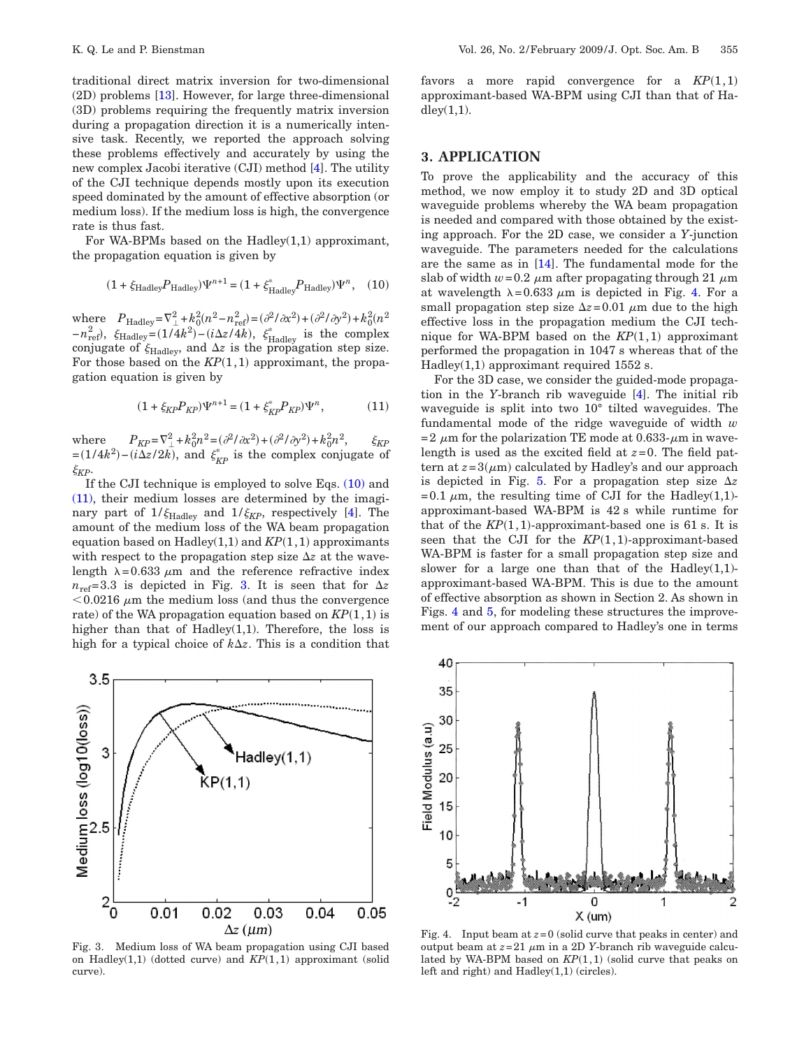traditional direct matrix inversion for two-dimensional (2D) problems [13]. However, for large three-dimensional (3D) problems requiring the frequently matrix inversion during a propagation direction it is a numerically intensive task. Recently, we reported the approach solving these problems effectively and accurately by using the new complex Jacobi iterative (CJI) method [4]. The utility of the CJI technique depends mostly upon its execution speed dominated by the amount of effective absorption (or medium loss). If the medium loss is high, the convergence rate is thus fast.

For WA-BPMs based on the Hadley(1,1) approximant, the propagation equation is given by

$$(1+\xi_{\text{Hadley}}P_{\text{Hadley}})\Psi^{n+1}=(1+\xi^{*}_{\text{Hadley}}P_{\text{Hadley}})\Psi^{n}, \quad (10)$$

where $P_{\text{Hadley}}=\nabla^2_{\perp}+k_0^2(n^2-n^2_{\text{ref}})=(\partial^2/\partial x^2)+(\partial^2/\partial y^2)+k_0^2(n^2-n^2_{\text{ref}})$, $\xi_{\text{Hadley}}=(1/4k^2)-(i\Delta z/4k)$, $\xi^{*}_{\text{Hadley}}$ is the complex conjugate of $\xi_{\text{Hadley}}$, and $\Delta z$ is the propagation step size. For those based on the $KP(1,1)$ approximant, the propagation equation is given by

$$(1+\xi_{KP}P_{KP})\Psi^{n+1}=(1+\xi^{*}_{KP}P_{KP})\Psi^{n}, \quad (11)$$

where $P_{KP}=\nabla^2_{\perp}+k_0^2n^2=(\partial^2/\partial x^2)+(\partial^2/\partial y^2)+k_0^2n^2$, $\xi_{KP}=(1/4k^2)-(i\Delta z/2k)$, and $\xi^{*}_{KP}$ is the complex conjugate of $\xi_{KP}$.

If the CJI technique is employed to solve Eqs. (10) and (11), their medium losses are determined by the imaginary part of $1/\xi_{\text{Hadley}}$ and $1/\xi_{KP}$, respectively [4]. The amount of the medium loss of the WA beam propagation equation based on Hadley(1,1) and $KP(1,1)$ approximants with respect to the propagation step size $\Delta z$ at the wavelength $\lambda=0.633$ $\mu$m and the reference refractive index $n_{\text{ref}}=3.3$ is depicted in Fig. 3. It is seen that for $\Delta z<0.0216$ $\mu$m the medium loss (and thus the convergence rate) of the WA propagation equation based on $KP(1,1)$ is higher than that of Hadley(1,1). Therefore, the loss is high for a typical choice of $k\Delta z$. This is a condition that favors a more rapid convergence for a $KP(1,1)$ approximant-based WA-BPM using CJI than that of Hadley(1,1).

Fig. 3. Medium loss of WA beam propagation using CJI based on Hadley(1,1) (dotted curve) and $KP(1,1)$ approximant (solid curve).

## 3. APPLICATION

To prove the applicability and the accuracy of this method, we now employ it to study 2D and 3D optical waveguide problems whereby the WA beam propagation is needed and compared with those obtained by the existing approach. For the 2D case, we consider a $Y$-junction waveguide. The parameters needed for the calculations are the same as in [14]. The fundamental mode for the slab of width $w=0.2$ $\mu$m after propagating through 21 $\mu$m at wavelength $\lambda=0.633$ $\mu$m is depicted in Fig. 4. For a small propagation step size $\Delta z=0.01$ $\mu$m due to the high effective loss in the propagation medium the CJI technique for WA-BPM based on the $KP(1,1)$ approximant performed the propagation in 1047 s whereas that of the Hadley(1,1) approximant required 1552 s.

For the 3D case, we consider the guided-mode propagation in the $Y$-branch rib waveguide [4]. The initial rib waveguide is split into two 10° tilted waveguides. The fundamental mode of the ridge waveguide of width $w=2$ $\mu$m for the polarization TE mode at 0.633-$\mu$m wavelength is used as the excited field at $z=0$. The field pattern at $z=3(\mu\text{m})$ calculated by Hadley's and our approach is depicted in Fig. 5. For a propagation step size $\Delta z=0.1$ $\mu$m, the resulting time of CJI for the Hadley(1,1)-approximant-based WA-BPM is 42 s while runtime for that of the $KP(1,1)$-approximant-based one is 61 s. It is seen that the CJI for the $KP(1,1)$-approximant-based WA-BPM is faster for a small propagation step size and slower for a large one than that of the Hadley(1,1)-approximant-based WA-BPM. This is due to the amount of effective absorption as shown in Section 2. As shown in Figs. 4 and 5, for modeling these structures the improvement of our approach compared to Hadley's one in terms

Fig. 4. Input beam at $z=0$ (solid curve that peaks in center) and output beam at $z=21$ $\mu$m in a 2D $Y$-branch rib waveguide calculated by WA-BPM based on $KP(1,1)$ (solid curve that peaks on left and right) and Hadley(1,1) (circles).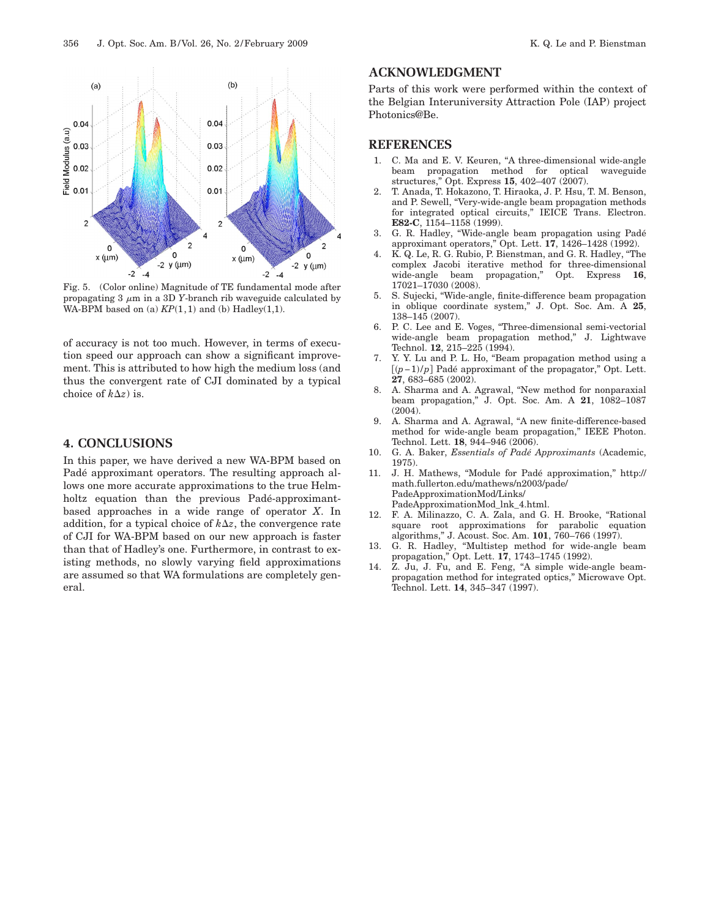(a)

Field Modulus (a.u)

0.04

0.03

0.02

0.01

2

0

x (μm)

-2

-4

-2 y (μm)

0

2

4

(b)

0.04

0.03

0.02

0.01

2

0

x (μm)

-2

-4

-2 y (μm)

0

2

4

Fig. 5. (Color online) Magnitude of TE fundamental mode after propagating 3 $\mu$m in a 3D $Y$-branch rib waveguide calculated by WA-BPM based on (a) $KP(1,1)$ and (b) Hadley(1,1).

of accuracy is not too much. However, in terms of execution speed our approach can show a significant improvement. This is attributed to how high the medium loss (and thus the convergent rate of CJI dominated by a typical choice of $k\Delta z$) is.

## 4. CONCLUSIONS

In this paper, we have derived a new WA-BPM based on Padé approximant operators. The resulting approach allows one more accurate approximations to the true Helmholtz equation than the previous Padé-approximant-based approaches in a wide range of operator $X$. In addition, for a typical choice of $k\Delta z$, the convergence rate of CJI for WA-BPM based on our new approach is faster than that of Hadley's one. Furthermore, in contrast to existing methods, no slowly varying field approximations are assumed so that WA formulations are completely general.

## ACKNOWLEDGMENT

Parts of this work were performed within the context of the Belgian Interuniversity Attraction Pole (IAP) project Photonics@Be.

## REFERENCES

1. C. Ma and E. V. Keuren, "A three-dimensional wide-angle beam propagation method for optical waveguide structures," Opt. Express **15**, 402–407 (2007).
2. T. Anada, T. Hokazono, T. Hiraoka, J. P. Hsu, T. M. Benson, and P. Sewell, "Very-wide-angle beam propagation methods for integrated optical circuits," IEICE Trans. Electron. **E82-C**, 1154–1158 (1999).
3. G. R. Hadley, "Wide-angle beam propagation using Padé approximant operators," Opt. Lett. **17**, 1426–1428 (1992).
4. K. Q. Le, R. G. Rubio, P. Bienstman, and G. R. Hadley, "The complex Jacobi iterative method for three-dimensional wide-angle beam propagation," Opt. Express **16**, 17021–17030 (2008).
5. S. Sujecki, "Wide-angle, finite-difference beam propagation in oblique coordinate system," J. Opt. Soc. Am. A **25**, 138–145 (2007).
6. P. C. Lee and E. Voges, "Three-dimensional semi-vectorial wide-angle beam propagation method," J. Lightwave Technol. **12**, 215–225 (1994).
7. Y. Y. Lu and P. L. Ho, "Beam propagation method using a $[(p-1)/p]$ Padé approximant of the propagator," Opt. Lett. **27**, 683–685 (2002).
8. A. Sharma and A. Agrawal, "New method for nonparaxial beam propagation," J. Opt. Soc. Am. A **21**, 1082–1087 (2004).
9. A. Sharma and A. Agrawal, "A new finite-difference-based method for wide-angle beam propagation," IEEE Photon. Technol. Lett. **18**, 944–946 (2006).
10. G. A. Baker, *Essentials of Padé Approximants* (Academic, 1975).
11. J. H. Mathews, "Module for Padé approximation," http://math.fullerton.edu/mathews/n2003/pade/PadeApproximationMod/Links/PadeApproximationMod_lnk_4.html.
12. F. A. Milinazzo, C. A. Zala, and G. H. Brooke, "Rational square root approximations for parabolic equation algorithms," J. Acoust. Soc. Am. **101**, 760–766 (1997).
13. G. R. Hadley, "Multistep method for wide-angle beam propagation," Opt. Lett. **17**, 1743–1745 (1992).
14. Z. Ju, J. Fu, and E. Feng, "A simple wide-angle beam-propagation method for integrated optics," Microwave Opt. Technol. Lett. **14**, 345–347 (1997).